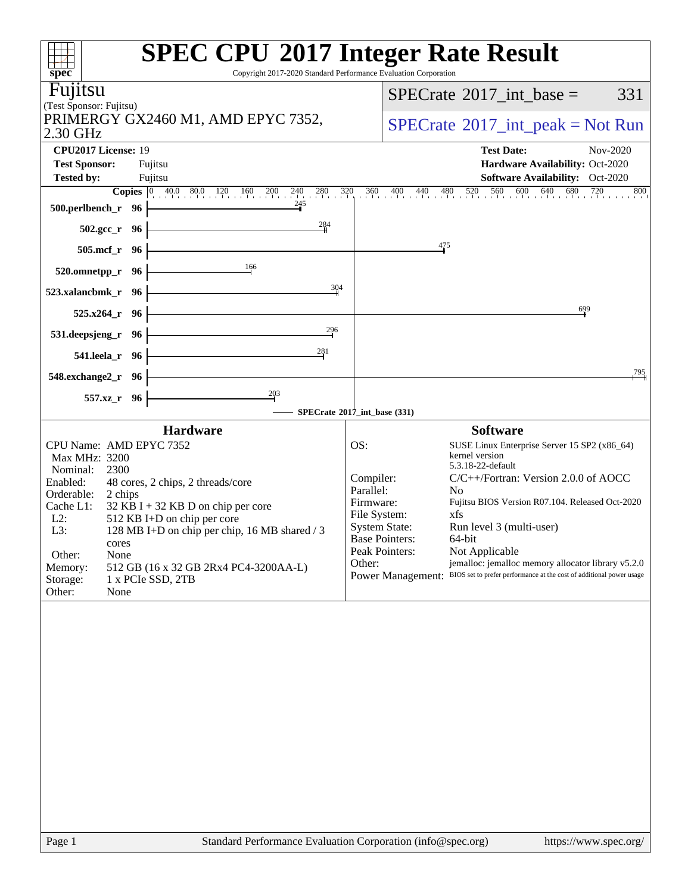# SPEC CPU 2017 Integer Rate Result

Copyright 2017-2020 Standard Performance Evaluation Corporation

**Fujitsu**
(Test Sponsor: Fujitsu)
PRIMERGY GX2460 M1, AMD EPYC 7352, 2.30 GHz

SPECrate 2017_int_base = 331

SPECrate 2017_int_peak = Not Run

| | | | |
|---|---|---|---|
| **CPU2017 License:** | 19 | **Test Date:** | Nov-2020 |
| **Test Sponsor:** | Fujitsu | **Hardware Availability:** | Oct-2020 |
| **Tested by:** | Fujitsu | **Software Availability:** | Oct-2020 |

| Benchmark | Copies | SPECrate 2017_int_base |
|---|---|---|
| 500.perlbench_r | 96 | 245 |
| 502.gcc_r | 96 | 284 |
| 505.mcf_r | 96 | 475 |
| 520.omnetpp_r | 96 | 166 |
| 523.xalancbmk_r | 96 | 304 |
| 525.x264_r | 96 | 699 |
| 531.deepsjeng_r | 96 | 296 |
| 541.leela_r | 96 | 281 |
| 548.exchange2_r | 96 | 795 |
| 557.xz_r | 96 | 203 |

SPECrate 2017_int_base (331)

## Hardware

| | |
|---|---|
| CPU Name: | AMD EPYC 7352 |
| Max MHz: | 3200 |
| Nominal: | 2300 |
| Enabled: | 48 cores, 2 chips, 2 threads/core |
| Orderable: | 2 chips |
| Cache L1: | 32 KB I + 32 KB D on chip per core |
| L2: | 512 KB I+D on chip per core |
| L3: | 128 MB I+D on chip per chip, 16 MB shared / 3 cores |
| Other: | None |
| Memory: | 512 GB (16 x 32 GB 2Rx4 PC4-3200AA-L) |
| Storage: | 1 x PCIe SSD, 2TB |
| Other: | None |

## Software

| | |
|---|---|
| OS: | SUSE Linux Enterprise Server 15 SP2 (x86_64) kernel version 5.3.18-22-default |
| Compiler: | C/C++/Fortran: Version 2.0.0 of AOCC |
| Parallel: | No |
| Firmware: | Fujitsu BIOS Version R07.104. Released Oct-2020 |
| File System: | xfs |
| System State: | Run level 3 (multi-user) |
| Base Pointers: | 64-bit |
| Peak Pointers: | Not Applicable |
| Other: | jemalloc: jemalloc memory allocator library v5.2.0 |
| Power Management: | BIOS set to prefer performance at the cost of additional power usage |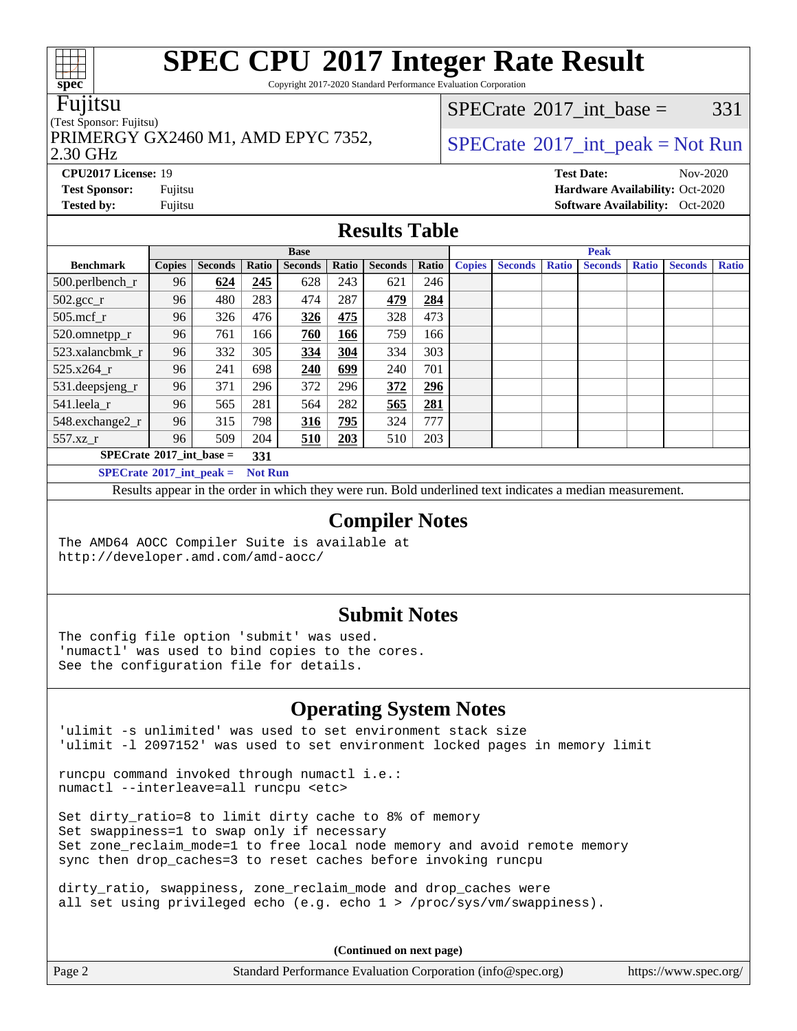# SPEC CPU 2017 Integer Rate Result

Copyright 2017-2020 Standard Performance Evaluation Corporation

**Fujitsu**
(Test Sponsor: Fujitsu)
PRIMERGY GX2460 M1, AMD EPYC 7352, 2.30 GHz

SPECrate 2017_int_base = 331

SPECrate 2017_int_peak = Not Run

**CPU2017 License:** 19
**Test Sponsor:** Fujitsu
**Tested by:** Fujitsu

**Test Date:** Nov-2020
**Hardware Availability:** Oct-2020
**Software Availability:** Oct-2020

## Results Table

| | Base | | | | | | | Peak | | | | | | |
|---|---|---|---|---|---|---|---|---|---|---|---|---|---|---|
| **Benchmark** | **Copies** | **Seconds** | **Ratio** | **Seconds** | **Ratio** | **Seconds** | **Ratio** | **Copies** | **Seconds** | **Ratio** | **Seconds** | **Ratio** | **Seconds** | **Ratio** |
| 500.perlbench_r | 96 | **624** | **245** | 628 | 243 | 621 | 246 | | | | | | | |
| 502.gcc_r | 96 | 480 | 283 | 474 | 287 | **479** | **284** | | | | | | | |
| 505.mcf_r | 96 | 326 | 476 | **326** | **475** | 328 | 473 | | | | | | | |
| 520.omnetpp_r | 96 | 761 | 166 | **760** | **166** | 759 | 166 | | | | | | | |
| 523.xalancbmk_r | 96 | 332 | 305 | **334** | **304** | 334 | 303 | | | | | | | |
| 525.x264_r | 96 | 241 | 698 | **240** | **699** | 240 | 701 | | | | | | | |
| 531.deepsjeng_r | 96 | 371 | 296 | 372 | 296 | **372** | **296** | | | | | | | |
| 541.leela_r | 96 | 565 | 281 | 564 | 282 | **565** | **281** | | | | | | | |
| 548.exchange2_r | 96 | 315 | 798 | **316** | **795** | 324 | 777 | | | | | | | |
| 557.xz_r | 96 | 509 | 204 | **510** | **203** | 510 | 203 | | | | | | | |

**SPECrate 2017_int_base =** **331**

**SPECrate 2017_int_peak =** **Not Run**

Results appear in the order in which they were run. Bold underlined text indicates a median measurement.

## Compiler Notes

```
The AMD64 AOCC Compiler Suite is available at
http://developer.amd.com/amd-aocc/
```

## Submit Notes

```
The config file option 'submit' was used.
'numactl' was used to bind copies to the cores.
See the configuration file for details.
```

## Operating System Notes

```
'ulimit -s unlimited' was used to set environment stack size
'ulimit -l 2097152' was used to set environment locked pages in memory limit

runcpu command invoked through numactl i.e.:
numactl --interleave=all runcpu <etc>

Set dirty_ratio=8 to limit dirty cache to 8% of memory
Set swappiness=1 to swap only if necessary
Set zone_reclaim_mode=1 to free local node memory and avoid remote memory
sync then drop_caches=3 to reset caches before invoking runcpu

dirty_ratio, swappiness, zone_reclaim_mode and drop_caches were
all set using privileged echo (e.g. echo 1 > /proc/sys/vm/swappiness).
```

**(Continued on next page)**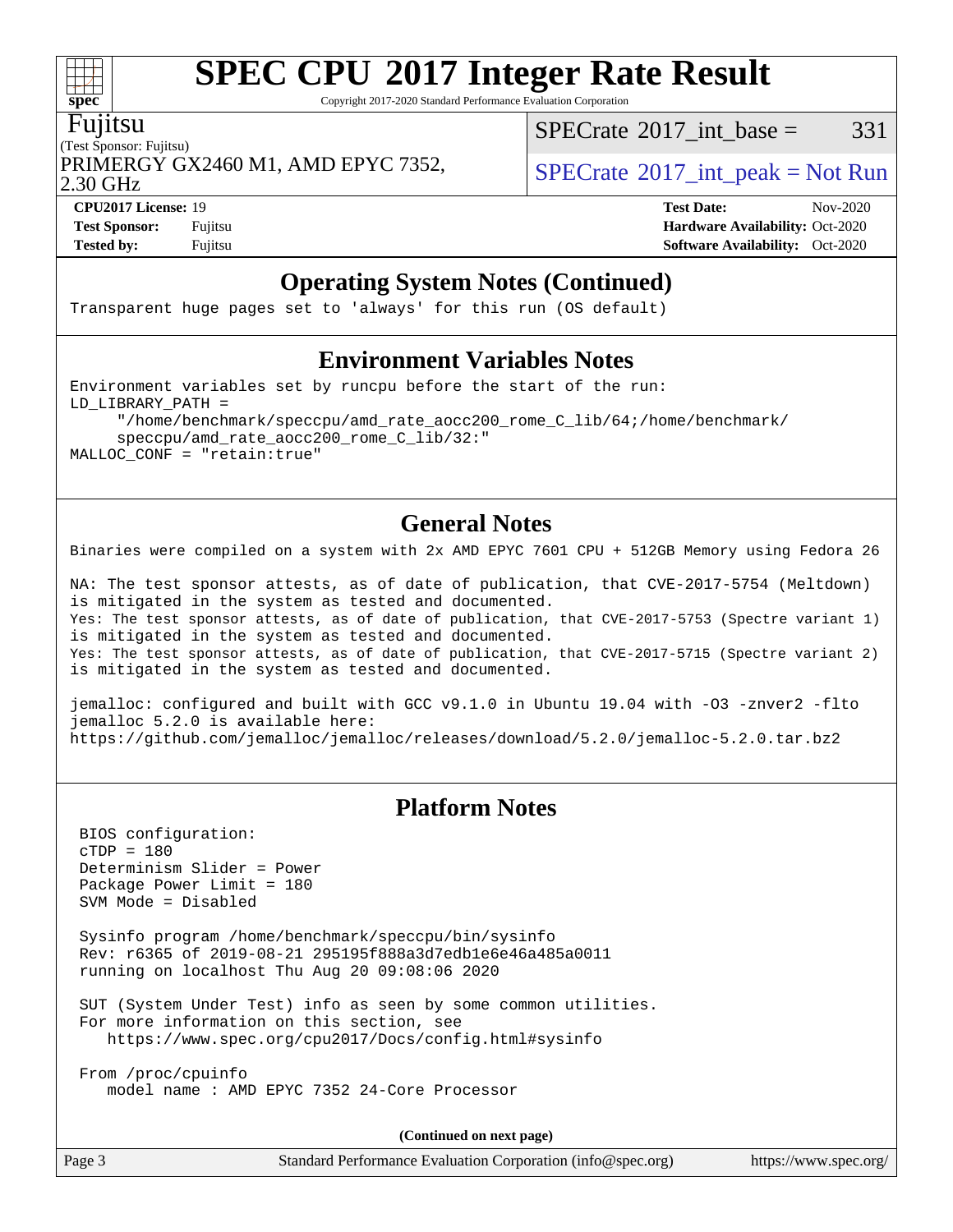# SPEC CPU 2017 Integer Rate Result

Copyright 2017-2020 Standard Performance Evaluation Corporation

Fujitsu
(Test Sponsor: Fujitsu)
PRIMERGY GX2460 M1, AMD EPYC 7352, 2.30 GHz

SPECrate 2017_int_base = 331

SPECrate 2017_int_peak = Not Run

**CPU2017 License:** 19
**Test Sponsor:** Fujitsu
**Tested by:** Fujitsu

**Test Date:** Nov-2020
**Hardware Availability:** Oct-2020
**Software Availability:** Oct-2020

## Operating System Notes (Continued)

```
Transparent huge pages set to 'always' for this run (OS default)
```

## Environment Variables Notes

```
Environment variables set by runcpu before the start of the run:
LD_LIBRARY_PATH =
     "/home/benchmark/speccpu/amd_rate_aocc200_rome_C_lib/64;/home/benchmark/
     speccpu/amd_rate_aocc200_rome_C_lib/32:"
MALLOC_CONF = "retain:true"
```

## General Notes

```
Binaries were compiled on a system with 2x AMD EPYC 7601 CPU + 512GB Memory using Fedora 26

NA: The test sponsor attests, as of date of publication, that CVE-2017-5754 (Meltdown)
is mitigated in the system as tested and documented.
Yes: The test sponsor attests, as of date of publication, that CVE-2017-5753 (Spectre variant 1)
is mitigated in the system as tested and documented.
Yes: The test sponsor attests, as of date of publication, that CVE-2017-5715 (Spectre variant 2)
is mitigated in the system as tested and documented.

jemalloc: configured and built with GCC v9.1.0 in Ubuntu 19.04 with -O3 -znver2 -flto
jemalloc 5.2.0 is available here:
https://github.com/jemalloc/jemalloc/releases/download/5.2.0/jemalloc-5.2.0.tar.bz2
```

## Platform Notes

```
 BIOS configuration:
 cTDP = 180
 Determinism Slider = Power
 Package Power Limit = 180
 SVM Mode = Disabled

 Sysinfo program /home/benchmark/speccpu/bin/sysinfo
 Rev: r6365 of 2019-08-21 295195f888a3d7edb1e6e46a485a0011
 running on localhost Thu Aug 20 09:08:06 2020

 SUT (System Under Test) info as seen by some common utilities.
 For more information on this section, see
    https://www.spec.org/cpu2017/Docs/config.html#sysinfo

 From /proc/cpuinfo
    model name : AMD EPYC 7352 24-Core Processor
```

(Continued on next page)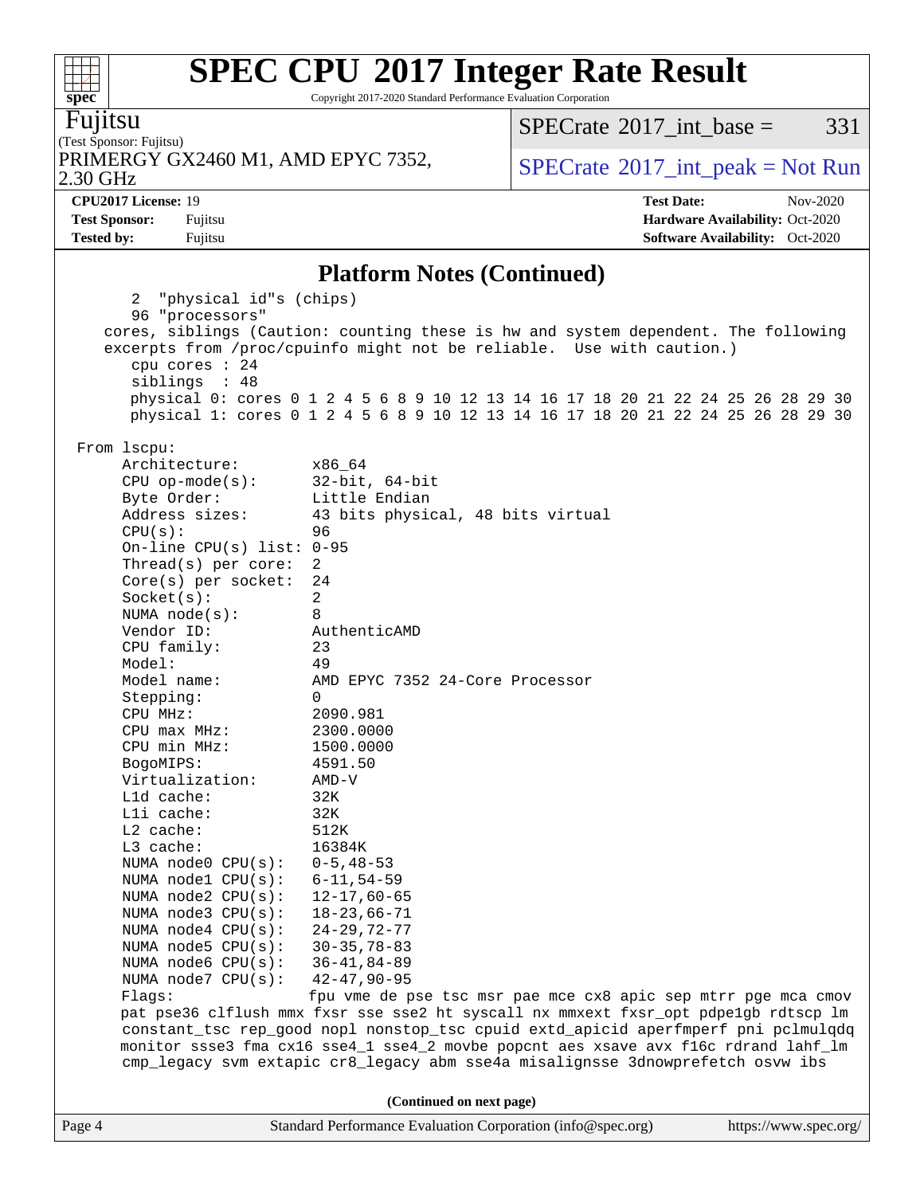# SPEC CPU 2017 Integer Rate Result

Copyright 2017-2020 Standard Performance Evaluation Corporation

**Fujitsu**
(Test Sponsor: Fujitsu)
PRIMERGY GX2460 M1, AMD EPYC 7352, 2.30 GHz

SPECrate 2017_int_base = 331
SPECrate 2017_int_peak = Not Run

**CPU2017 License:** 19
**Test Sponsor:** Fujitsu
**Tested by:** Fujitsu
**Test Date:** Nov-2020
**Hardware Availability:** Oct-2020
**Software Availability:** Oct-2020

## Platform Notes (Continued)

```
      2 "physical id"s (chips)
      96 "processors"
    cores, siblings (Caution: counting these is hw and system dependent. The following
    excerpts from /proc/cpuinfo might not be reliable.  Use with caution.)
      cpu cores : 24
      siblings  : 48
      physical 0: cores 0 1 2 4 5 6 8 9 10 12 13 14 16 17 18 20 21 22 24 25 26 28 29 30
      physical 1: cores 0 1 2 4 5 6 8 9 10 12 13 14 16 17 18 20 21 22 24 25 26 28 29 30

 From lscpu:
      Architecture:        x86_64
      CPU op-mode(s):      32-bit, 64-bit
      Byte Order:          Little Endian
      Address sizes:       43 bits physical, 48 bits virtual
      CPU(s):              96
      On-line CPU(s) list: 0-95
      Thread(s) per core:  2
      Core(s) per socket:  24
      Socket(s):           2
      NUMA node(s):        8
      Vendor ID:           AuthenticAMD
      CPU family:          23
      Model:               49
      Model name:          AMD EPYC 7352 24-Core Processor
      Stepping:            0
      CPU MHz:             2090.981
      CPU max MHz:         2300.0000
      CPU min MHz:         1500.0000
      BogoMIPS:            4591.50
      Virtualization:      AMD-V
      L1d cache:           32K
      L1i cache:           32K
      L2 cache:            512K
      L3 cache:            16384K
      NUMA node0 CPU(s):   0-5,48-53
      NUMA node1 CPU(s):   6-11,54-59
      NUMA node2 CPU(s):   12-17,60-65
      NUMA node3 CPU(s):   18-23,66-71
      NUMA node4 CPU(s):   24-29,72-77
      NUMA node5 CPU(s):   30-35,78-83
      NUMA node6 CPU(s):   36-41,84-89
      NUMA node7 CPU(s):   42-47,90-95
      Flags:               fpu vme de pse tsc msr pae mce cx8 apic sep mtrr pge mca cmov
      pat pse36 clflush mmx fxsr sse sse2 ht syscall nx mmxext fxsr_opt pdpe1gb rdtscp lm
      constant_tsc rep_good nopl nonstop_tsc cpuid extd_apicid aperfmperf pni pclmulqdq
      monitor ssse3 fma cx16 sse4_1 sse4_2 movbe popcnt aes xsave avx f16c rdrand lahf_lm
      cmp_legacy svm extapic cr8_legacy abm sse4a misalignsse 3dnowprefetch osvw ibs
```

**(Continued on next page)**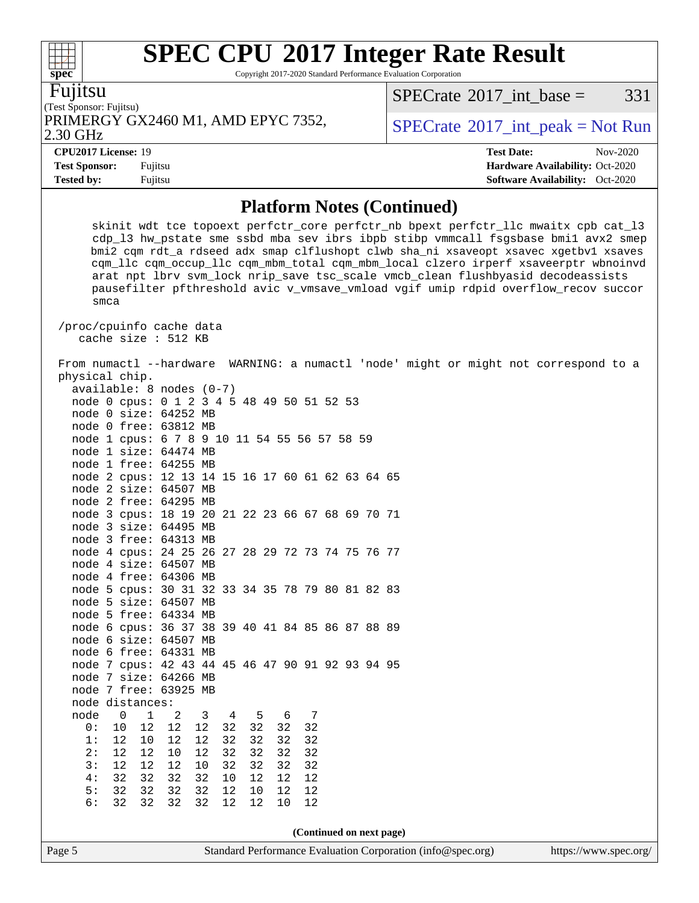# SPEC CPU 2017 Integer Rate Result

Copyright 2017-2020 Standard Performance Evaluation Corporation

**Fujitsu**
(Test Sponsor: Fujitsu)
PRIMERGY GX2460 M1, AMD EPYC 7352, 2.30 GHz

SPECrate 2017_int_base = 331

SPECrate 2017_int_peak = Not Run

**CPU2017 License:** 19
**Test Sponsor:** Fujitsu
**Tested by:** Fujitsu

**Test Date:** Nov-2020
**Hardware Availability:** Oct-2020
**Software Availability:** Oct-2020

## Platform Notes (Continued)

```
      skinit wdt tce topoext perfctr_core perfctr_nb bpext perfctr_llc mwaitx cpb cat_l3
      cdp_l3 hw_pstate sme ssbd mba sev ibrs ibpb stibp vmmcall fsgsbase bmi1 avx2 smep
      bmi2 cqm rdt_a rdseed adx smap clflushopt clwb sha_ni xsaveopt xsavec xgetbv1 xsaves
      cqm_llc cqm_occup_llc cqm_mbm_total cqm_mbm_local clzero irperf xsaveerptr wbnoinvd
      arat npt lbrv svm_lock nrip_save tsc_scale vmcb_clean flushbyasid decodeassists
      pausefilter pfthreshold avic v_vmsave_vmload vgif umip rdpid overflow_recov succor
      smca

 /proc/cpuinfo cache data
    cache size : 512 KB

 From numactl --hardware  WARNING: a numactl 'node' might or might not correspond to a
 physical chip.
   available: 8 nodes (0-7)
   node 0 cpus: 0 1 2 3 4 5 48 49 50 51 52 53
   node 0 size: 64252 MB
   node 0 free: 63812 MB
   node 1 cpus: 6 7 8 9 10 11 54 55 56 57 58 59
   node 1 size: 64474 MB
   node 1 free: 64255 MB
   node 2 cpus: 12 13 14 15 16 17 60 61 62 63 64 65
   node 2 size: 64507 MB
   node 2 free: 64295 MB
   node 3 cpus: 18 19 20 21 22 23 66 67 68 69 70 71
   node 3 size: 64495 MB
   node 3 free: 64313 MB
   node 4 cpus: 24 25 26 27 28 29 72 73 74 75 76 77
   node 4 size: 64507 MB
   node 4 free: 64306 MB
   node 5 cpus: 30 31 32 33 34 35 78 79 80 81 82 83
   node 5 size: 64507 MB
   node 5 free: 64334 MB
   node 6 cpus: 36 37 38 39 40 41 84 85 86 87 88 89
   node 6 size: 64507 MB
   node 6 free: 64331 MB
   node 7 cpus: 42 43 44 45 46 47 90 91 92 93 94 95
   node 7 size: 64266 MB
   node 7 free: 63925 MB
   node distances:
   node   0   1   2   3   4   5   6   7
     0:  10  12  12  12  32  32  32  32
     1:  12  10  12  12  32  32  32  32
     2:  12  12  10  12  32  32  32  32
     3:  12  12  12  10  32  32  32  32
     4:  32  32  32  32  10  12  12  12
     5:  32  32  32  32  12  10  12  12
     6:  32  32  32  32  12  12  10  12
```

(Continued on next page)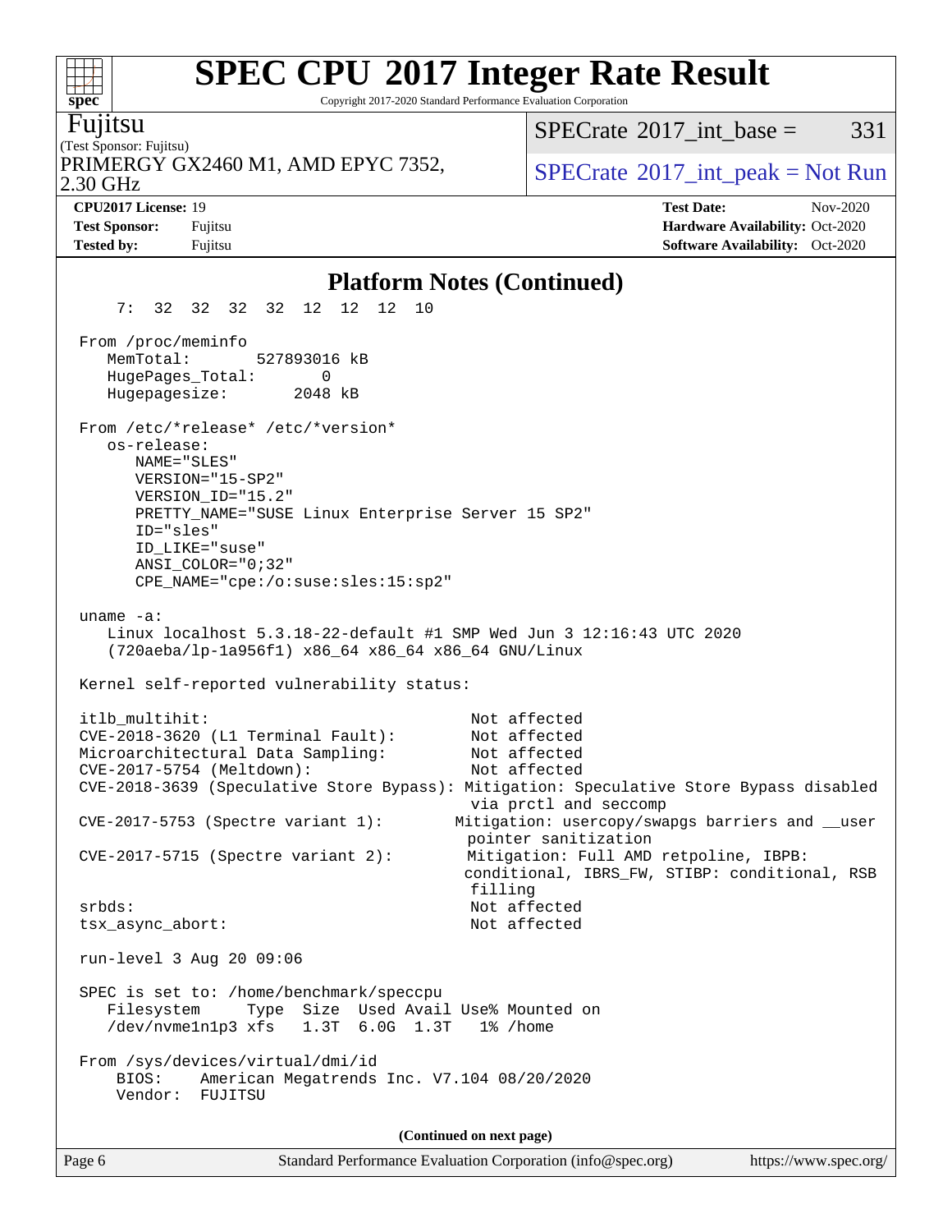# SPEC CPU 2017 Integer Rate Result

Copyright 2017-2020 Standard Performance Evaluation Corporation

**Fujitsu**
(Test Sponsor: Fujitsu)
PRIMERGY GX2460 M1, AMD EPYC 7352, 2.30 GHz

SPECrate 2017_int_base = 331
SPECrate 2017_int_peak = Not Run

**CPU2017 License:** 19
**Test Sponsor:** Fujitsu
**Tested by:** Fujitsu

**Test Date:** Nov-2020
**Hardware Availability:** Oct-2020
**Software Availability:** Oct-2020

## Platform Notes (Continued)

```
    7:  32  32  32  32  12  12  12  10

 From /proc/meminfo
    MemTotal:       527893016 kB
    HugePages_Total:       0
    Hugepagesize:       2048 kB

 From /etc/*release* /etc/*version*
    os-release:
       NAME="SLES"
       VERSION="15-SP2"
       VERSION_ID="15.2"
       PRETTY_NAME="SUSE Linux Enterprise Server 15 SP2"
       ID="sles"
       ID_LIKE="suse"
       ANSI_COLOR="0;32"
       CPE_NAME="cpe:/o:suse:sles:15:sp2"

 uname -a:
    Linux localhost 5.3.18-22-default #1 SMP Wed Jun 3 12:16:43 UTC 2020
    (720aeba/lp-1a956f1) x86_64 x86_64 x86_64 GNU/Linux

 Kernel self-reported vulnerability status:

 itlb_multihit:                                         Not affected
 CVE-2018-3620 (L1 Terminal Fault):                     Not affected
 Microarchitectural Data Sampling:                      Not affected
 CVE-2017-5754 (Meltdown):                              Not affected
 CVE-2018-3639 (Speculative Store Bypass): Mitigation: Speculative Store Bypass disabled
                                                        via prctl and seccomp
 CVE-2017-5753 (Spectre variant 1):                    Mitigation: usercopy/swapgs barriers and __user
                                                        pointer sanitization
 CVE-2017-5715 (Spectre variant 2):                    Mitigation: Full AMD retpoline, IBPB:
                                                        conditional, IBRS_FW, STIBP: conditional, RSB
                                                        filling
 srbds:                                                 Not affected
 tsx_async_abort:                                       Not affected

 run-level 3 Aug 20 09:06

 SPEC is set to: /home/benchmark/speccpu
    Filesystem     Type  Size  Used Avail Use% Mounted on
    /dev/nvme1n1p3 xfs   1.3T  6.0G  1.3T   1% /home

 From /sys/devices/virtual/dmi/id
     BIOS:    American Megatrends Inc. V7.104 08/20/2020
     Vendor:  FUJITSU
```

(Continued on next page)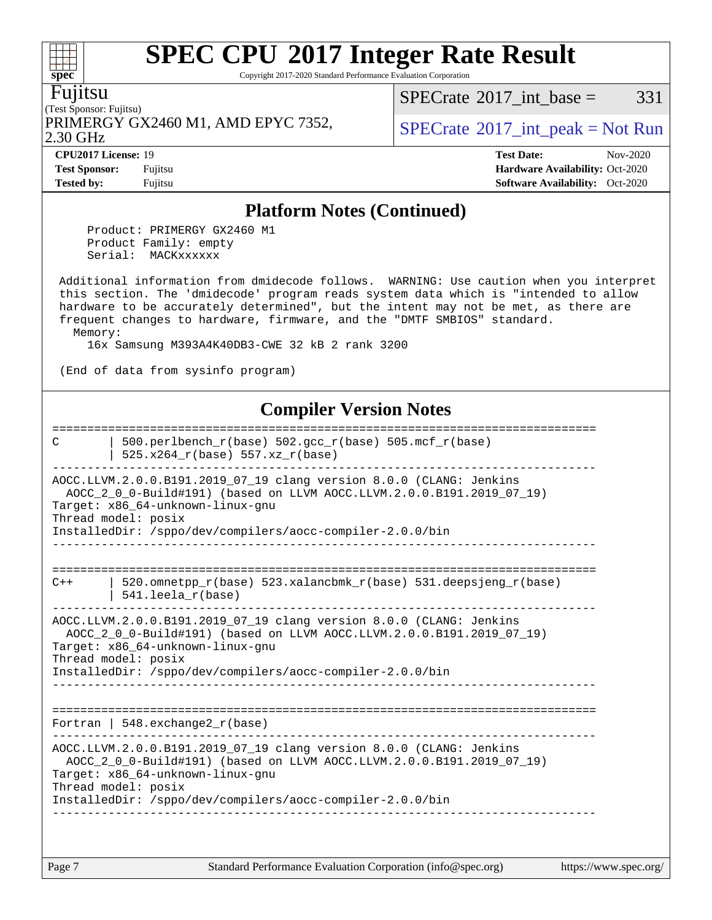## Platform Notes (Continued)

```
     Product: PRIMERGY GX2460 M1
     Product Family: empty
     Serial:  MACKxxxxxx

 Additional information from dmidecode follows.  WARNING: Use caution when you interpret
 this section. The 'dmidecode' program reads system data which is "intended to allow
 hardware to be accurately determined", but the intent may not be met, as there are
 frequent changes to hardware, firmware, and the "DMTF SMBIOS" standard.
   Memory:
     16x Samsung M393A4K40DB3-CWE 32 kB 2 rank 3200

 (End of data from sysinfo program)
```

## Compiler Version Notes

```
==============================================================================
C       | 500.perlbench_r(base) 502.gcc_r(base) 505.mcf_r(base)
        | 525.x264_r(base) 557.xz_r(base)
------------------------------------------------------------------------------
AOCC.LLVM.2.0.0.B191.2019_07_19 clang version 8.0.0 (CLANG: Jenkins
  AOCC_2_0_0-Build#191) (based on LLVM AOCC.LLVM.2.0.0.B191.2019_07_19)
Target: x86_64-unknown-linux-gnu
Thread model: posix
InstalledDir: /sppo/dev/compilers/aocc-compiler-2.0.0/bin
------------------------------------------------------------------------------

==============================================================================
C++     | 520.omnetpp_r(base) 523.xalancbmk_r(base) 531.deepsjeng_r(base)
        | 541.leela_r(base)
------------------------------------------------------------------------------
AOCC.LLVM.2.0.0.B191.2019_07_19 clang version 8.0.0 (CLANG: Jenkins
  AOCC_2_0_0-Build#191) (based on LLVM AOCC.LLVM.2.0.0.B191.2019_07_19)
Target: x86_64-unknown-linux-gnu
Thread model: posix
InstalledDir: /sppo/dev/compilers/aocc-compiler-2.0.0/bin
------------------------------------------------------------------------------

==============================================================================
Fortran | 548.exchange2_r(base)
------------------------------------------------------------------------------
AOCC.LLVM.2.0.0.B191.2019_07_19 clang version 8.0.0 (CLANG: Jenkins
  AOCC_2_0_0-Build#191) (based on LLVM AOCC.LLVM.2.0.0.B191.2019_07_19)
Target: x86_64-unknown-linux-gnu
Thread model: posix
InstalledDir: /sppo/dev/compilers/aocc-compiler-2.0.0/bin
------------------------------------------------------------------------------
```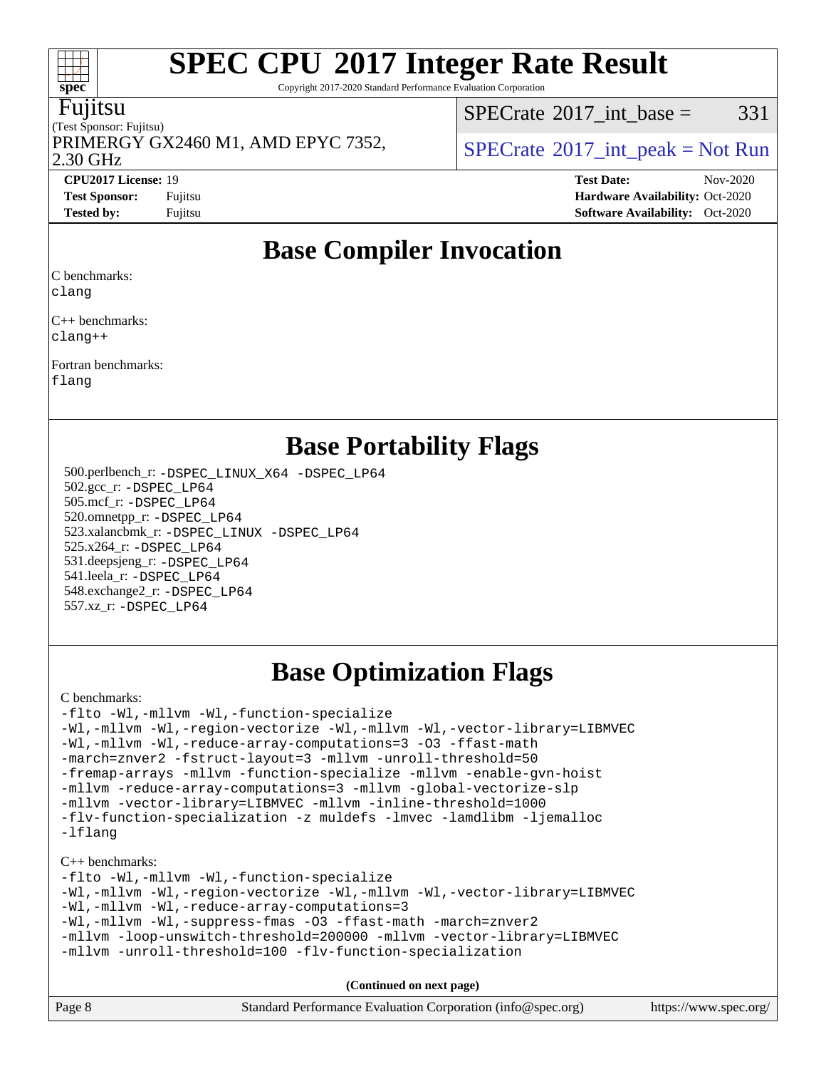# SPEC CPU 2017 Integer Rate Result

Copyright 2017-2020 Standard Performance Evaluation Corporation

Fujitsu
(Test Sponsor: Fujitsu)
PRIMERGY GX2460 M1, AMD EPYC 7352, 2.30 GHz

SPECrate 2017_int_base = 331

SPECrate 2017_int_peak = Not Run

**CPU2017 License:** 19
**Test Sponsor:** Fujitsu
**Tested by:** Fujitsu

**Test Date:** Nov-2020
**Hardware Availability:** Oct-2020
**Software Availability:** Oct-2020

## Base Compiler Invocation

C benchmarks:
clang

C++ benchmarks:
clang++

Fortran benchmarks:
flang

## Base Portability Flags

500.perlbench_r: -DSPEC_LINUX_X64 -DSPEC_LP64
502.gcc_r: -DSPEC_LP64
505.mcf_r: -DSPEC_LP64
520.omnetpp_r: -DSPEC_LP64
523.xalancbmk_r: -DSPEC_LINUX -DSPEC_LP64
525.x264_r: -DSPEC_LP64
531.deepsjeng_r: -DSPEC_LP64
541.leela_r: -DSPEC_LP64
548.exchange2_r: -DSPEC_LP64
557.xz_r: -DSPEC_LP64

## Base Optimization Flags

C benchmarks:

```
-flto -Wl,-mllvm -Wl,-function-specialize
-Wl,-mllvm -Wl,-region-vectorize -Wl,-mllvm -Wl,-vector-library=LIBMVEC
-Wl,-mllvm -Wl,-reduce-array-computations=3 -O3 -ffast-math
-march=znver2 -fstruct-layout=3 -mllvm -unroll-threshold=50
-fremap-arrays -mllvm -function-specialize -mllvm -enable-gvn-hoist
-mllvm -reduce-array-computations=3 -mllvm -global-vectorize-slp
-mllvm -vector-library=LIBMVEC -mllvm -inline-threshold=1000
-flv-function-specialization -z muldefs -lmvec -lamdlibm -ljemalloc
-lflang
```

C++ benchmarks:

```
-flto -Wl,-mllvm -Wl,-function-specialize
-Wl,-mllvm -Wl,-region-vectorize -Wl,-mllvm -Wl,-vector-library=LIBMVEC
-Wl,-mllvm -Wl,-reduce-array-computations=3
-Wl,-mllvm -Wl,-suppress-fmas -O3 -ffast-math -march=znver2
-mllvm -loop-unswitch-threshold=200000 -mllvm -vector-library=LIBMVEC
-mllvm -unroll-threshold=100 -flv-function-specialization
```

**(Continued on next page)**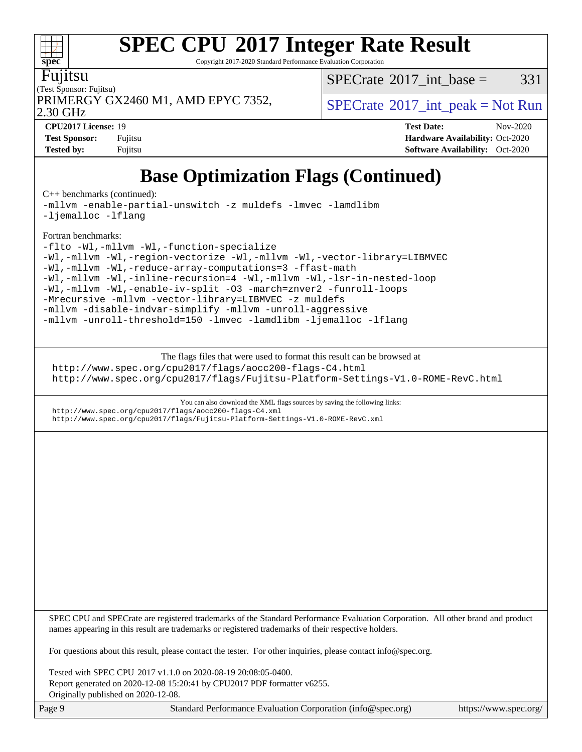# SPEC CPU 2017 Integer Rate Result

Copyright 2017-2020 Standard Performance Evaluation Corporation

Fujitsu
(Test Sponsor: Fujitsu)
PRIMERGY GX2460 M1, AMD EPYC 7352, 2.30 GHz

SPECrate 2017_int_base = 331

SPECrate 2017_int_peak = Not Run

**CPU2017 License:** 19
**Test Sponsor:** Fujitsu
**Tested by:** Fujitsu

**Test Date:** Nov-2020
**Hardware Availability:** Oct-2020
**Software Availability:** Oct-2020

## Base Optimization Flags (Continued)

C++ benchmarks (continued):

```
-mllvm -enable-partial-unswitch -z muldefs -lmvec -lamdlibm
-ljemalloc -lflang
```

Fortran benchmarks:

```
-flto -Wl,-mllvm -Wl,-function-specialize
-Wl,-mllvm -Wl,-region-vectorize -Wl,-mllvm -Wl,-vector-library=LIBMVEC
-Wl,-mllvm -Wl,-reduce-array-computations=3 -ffast-math
-Wl,-mllvm -Wl,-inline-recursion=4 -Wl,-mllvm -Wl,-lsr-in-nested-loop
-Wl,-mllvm -Wl,-enable-iv-split -O3 -march=znver2 -funroll-loops
-Mrecursive -mllvm -vector-library=LIBMVEC -z muldefs
-mllvm -disable-indvar-simplify -mllvm -unroll-aggressive
-mllvm -unroll-threshold=150 -lmvec -lamdlibm -ljemalloc -lflang
```

The flags files that were used to format this result can be browsed at
http://www.spec.org/cpu2017/flags/aocc200-flags-C4.html
http://www.spec.org/cpu2017/flags/Fujitsu-Platform-Settings-V1.0-ROME-RevC.html

You can also download the XML flags sources by saving the following links:
http://www.spec.org/cpu2017/flags/aocc200-flags-C4.xml
http://www.spec.org/cpu2017/flags/Fujitsu-Platform-Settings-V1.0-ROME-RevC.xml

SPEC CPU and SPECrate are registered trademarks of the Standard Performance Evaluation Corporation. All other brand and product names appearing in this result are trademarks or registered trademarks of their respective holders.

For questions about this result, please contact the tester. For other inquiries, please contact info@spec.org.

Tested with SPEC CPU 2017 v1.1.0 on 2020-08-19 20:08:05-0400.
Report generated on 2020-12-08 15:20:41 by CPU2017 PDF formatter v6255.
Originally published on 2020-12-08.